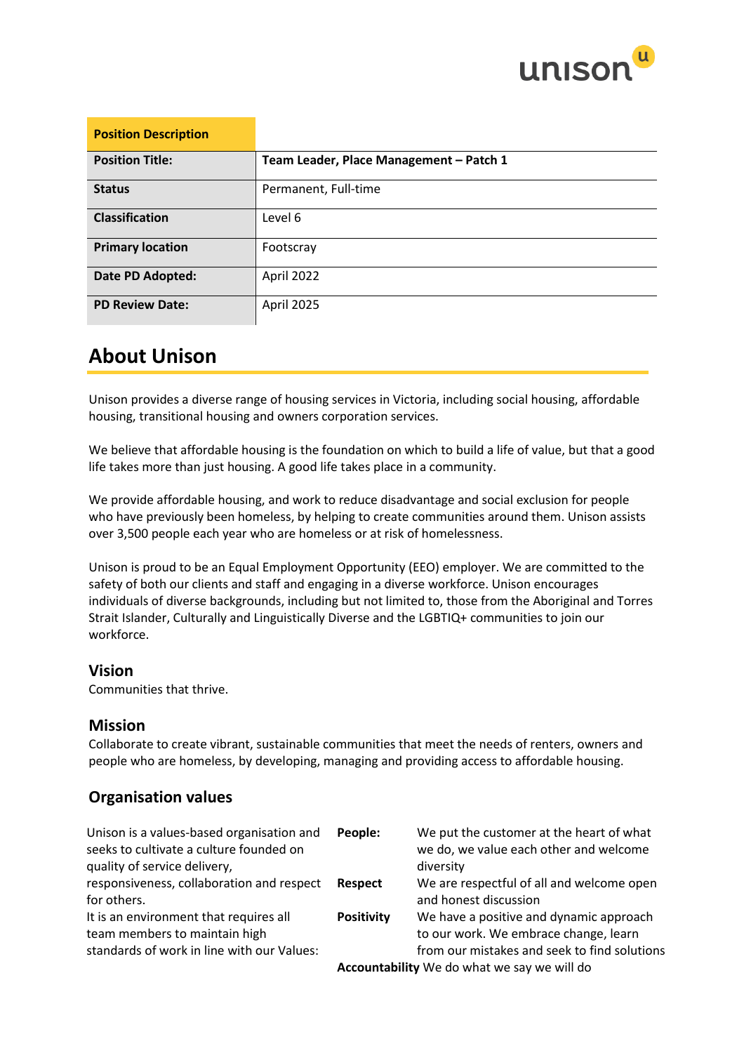| Position Description | |
|---|---|
| **Position Title:** | **Team Leader, Place Management – Patch 1** |
| **Status** | Permanent, Full-time |
| **Classification** | Level 6 |
| **Primary location** | Footscray |
| **Date PD Adopted:** | April 2022 |
| **PD Review Date:** | April 2025 |

# About Unison

Unison provides a diverse range of housing services in Victoria, including social housing, affordable housing, transitional housing and owners corporation services.

We believe that affordable housing is the foundation on which to build a life of value, but that a good life takes more than just housing. A good life takes place in a community.

We provide affordable housing, and work to reduce disadvantage and social exclusion for people who have previously been homeless, by helping to create communities around them. Unison assists over 3,500 people each year who are homeless or at risk of homelessness.

Unison is proud to be an Equal Employment Opportunity (EEO) employer. We are committed to the safety of both our clients and staff and engaging in a diverse workforce. Unison encourages individuals of diverse backgrounds, including but not limited to, those from the Aboriginal and Torres Strait Islander, Culturally and Linguistically Diverse and the LGBTIQ+ communities to join our workforce.

## Vision

Communities that thrive.

## Mission

Collaborate to create vibrant, sustainable communities that meet the needs of renters, owners and people who are homeless, by developing, managing and providing access to affordable housing.

## Organisation values

Unison is a values-based organisation and seeks to cultivate a culture founded on quality of service delivery, responsiveness, collaboration and respect for others.
It is an environment that requires all team members to maintain high standards of work in line with our Values:

- **People:** We put the customer at the heart of what we do, we value each other and welcome diversity
- **Respect** We are respectful of all and welcome open and honest discussion
- **Positivity** We have a positive and dynamic approach to our work. We embrace change, learn from our mistakes and seek to find solutions
- **Accountability** We do what we say we will do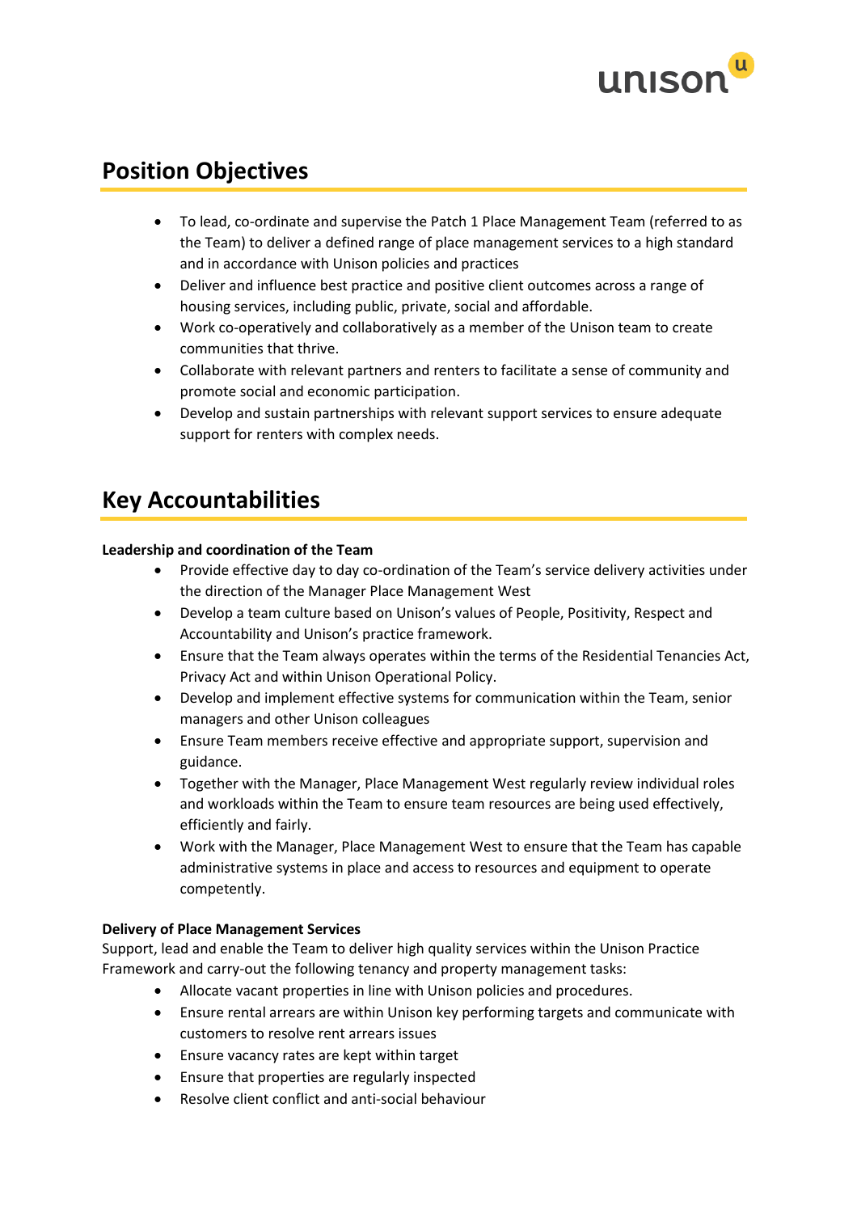## Position Objectives

- To lead, co-ordinate and supervise the Patch 1 Place Management Team (referred to as the Team) to deliver a defined range of place management services to a high standard and in accordance with Unison policies and practices
- Deliver and influence best practice and positive client outcomes across a range of housing services, including public, private, social and affordable.
- Work co-operatively and collaboratively as a member of the Unison team to create communities that thrive.
- Collaborate with relevant partners and renters to facilitate a sense of community and promote social and economic participation.
- Develop and sustain partnerships with relevant support services to ensure adequate support for renters with complex needs.

## Key Accountabilities

**Leadership and coordination of the Team**

- Provide effective day to day co-ordination of the Team's service delivery activities under the direction of the Manager Place Management West
- Develop a team culture based on Unison's values of People, Positivity, Respect and Accountability and Unison's practice framework.
- Ensure that the Team always operates within the terms of the Residential Tenancies Act, Privacy Act and within Unison Operational Policy.
- Develop and implement effective systems for communication within the Team, senior managers and other Unison colleagues
- Ensure Team members receive effective and appropriate support, supervision and guidance.
- Together with the Manager, Place Management West regularly review individual roles and workloads within the Team to ensure team resources are being used effectively, efficiently and fairly.
- Work with the Manager, Place Management West to ensure that the Team has capable administrative systems in place and access to resources and equipment to operate competently.

**Delivery of Place Management Services**

Support, lead and enable the Team to deliver high quality services within the Unison Practice Framework and carry-out the following tenancy and property management tasks:

- Allocate vacant properties in line with Unison policies and procedures.
- Ensure rental arrears are within Unison key performing targets and communicate with customers to resolve rent arrears issues
- Ensure vacancy rates are kept within target
- Ensure that properties are regularly inspected
- Resolve client conflict and anti-social behaviour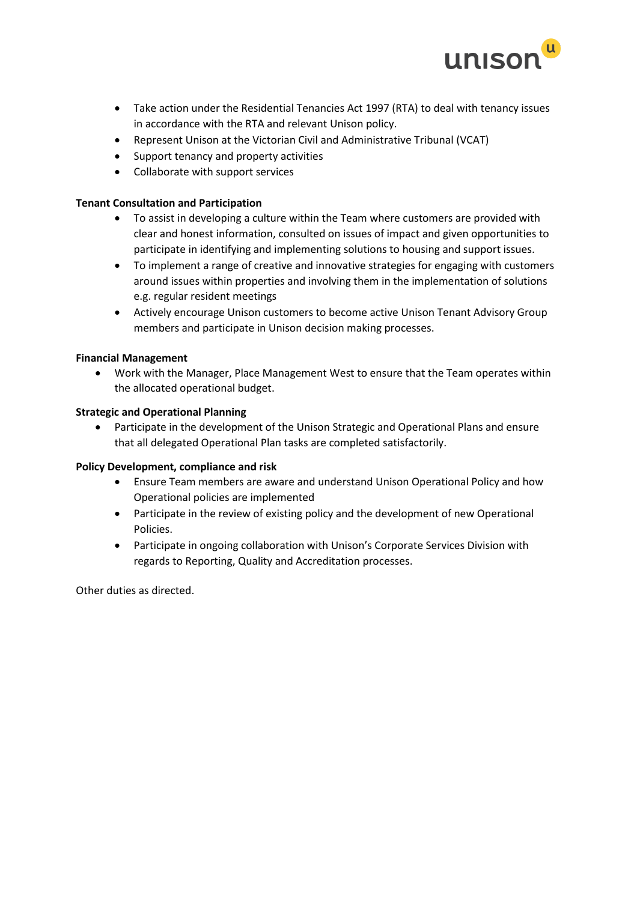- Take action under the Residential Tenancies Act 1997 (RTA) to deal with tenancy issues in accordance with the RTA and relevant Unison policy.
- Represent Unison at the Victorian Civil and Administrative Tribunal (VCAT)
- Support tenancy and property activities
- Collaborate with support services

**Tenant Consultation and Participation**

- To assist in developing a culture within the Team where customers are provided with clear and honest information, consulted on issues of impact and given opportunities to participate in identifying and implementing solutions to housing and support issues.
- To implement a range of creative and innovative strategies for engaging with customers around issues within properties and involving them in the implementation of solutions e.g. regular resident meetings
- Actively encourage Unison customers to become active Unison Tenant Advisory Group members and participate in Unison decision making processes.

**Financial Management**

- Work with the Manager, Place Management West to ensure that the Team operates within the allocated operational budget.

**Strategic and Operational Planning**

- Participate in the development of the Unison Strategic and Operational Plans and ensure that all delegated Operational Plan tasks are completed satisfactorily.

**Policy Development, compliance and risk**

- Ensure Team members are aware and understand Unison Operational Policy and how Operational policies are implemented
- Participate in the review of existing policy and the development of new Operational Policies.
- Participate in ongoing collaboration with Unison's Corporate Services Division with regards to Reporting, Quality and Accreditation processes.

Other duties as directed.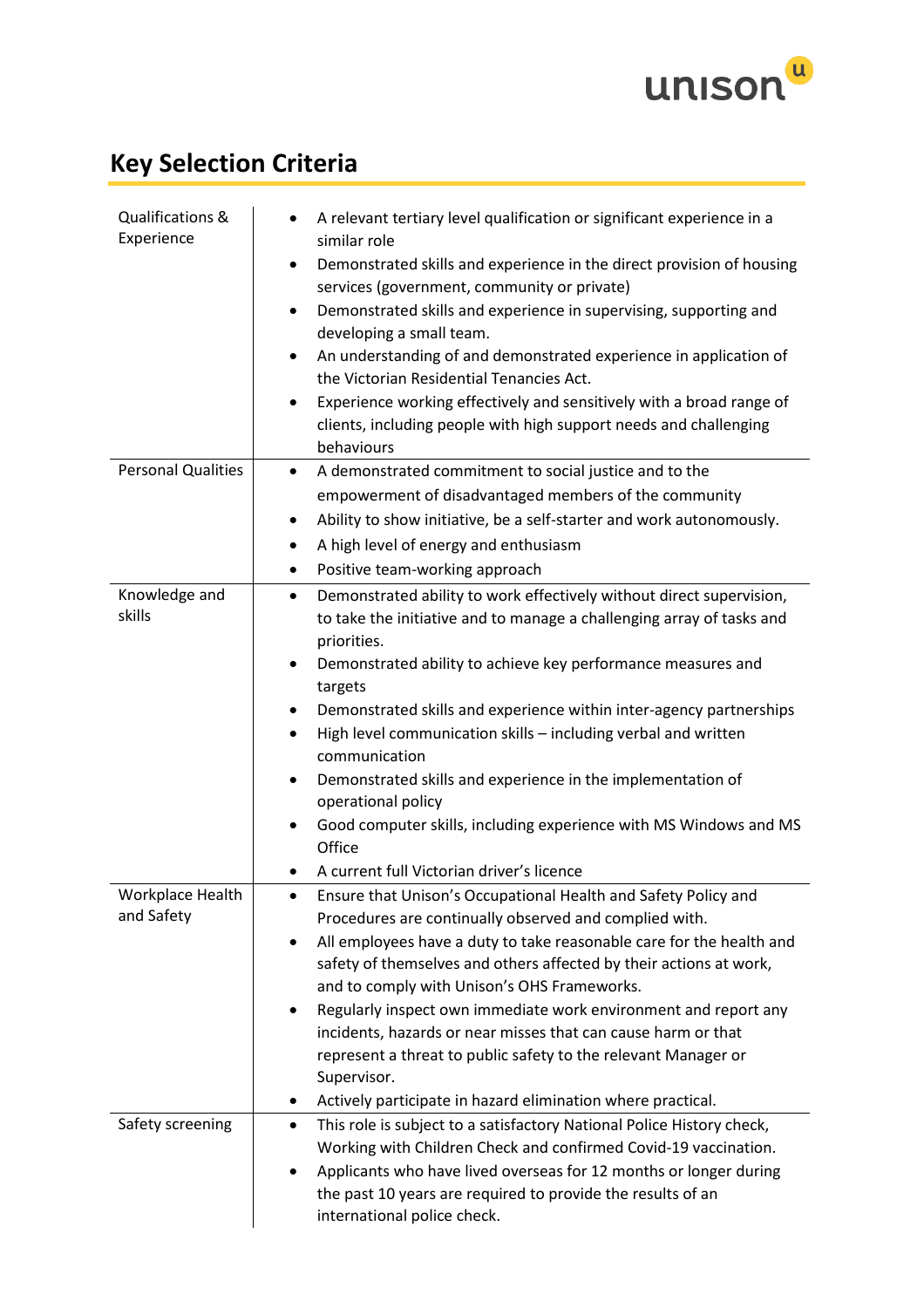## Key Selection Criteria

| | |
|---|---|
| Qualifications & Experience | • A relevant tertiary level qualification or significant experience in a similar role<br>• Demonstrated skills and experience in the direct provision of housing services (government, community or private)<br>• Demonstrated skills and experience in supervising, supporting and developing a small team.<br>• An understanding of and demonstrated experience in application of the Victorian Residential Tenancies Act.<br>• Experience working effectively and sensitively with a broad range of clients, including people with high support needs and challenging behaviours |
| Personal Qualities | • A demonstrated commitment to social justice and to the empowerment of disadvantaged members of the community<br>• Ability to show initiative, be a self-starter and work autonomously.<br>• A high level of energy and enthusiasm<br>• Positive team-working approach |
| Knowledge and skills | • Demonstrated ability to work effectively without direct supervision, to take the initiative and to manage a challenging array of tasks and priorities.<br>• Demonstrated ability to achieve key performance measures and targets<br>• Demonstrated skills and experience within inter-agency partnerships<br>• High level communication skills – including verbal and written communication<br>• Demonstrated skills and experience in the implementation of operational policy<br>• Good computer skills, including experience with MS Windows and MS Office<br>• A current full Victorian driver's licence |
| Workplace Health and Safety | • Ensure that Unison's Occupational Health and Safety Policy and Procedures are continually observed and complied with.<br>• All employees have a duty to take reasonable care for the health and safety of themselves and others affected by their actions at work, and to comply with Unison's OHS Frameworks.<br>• Regularly inspect own immediate work environment and report any incidents, hazards or near misses that can cause harm or that represent a threat to public safety to the relevant Manager or Supervisor.<br>• Actively participate in hazard elimination where practical. |
| Safety screening | • This role is subject to a satisfactory National Police History check, Working with Children Check and confirmed Covid-19 vaccination.<br>• Applicants who have lived overseas for 12 months or longer during the past 10 years are required to provide the results of an international police check. |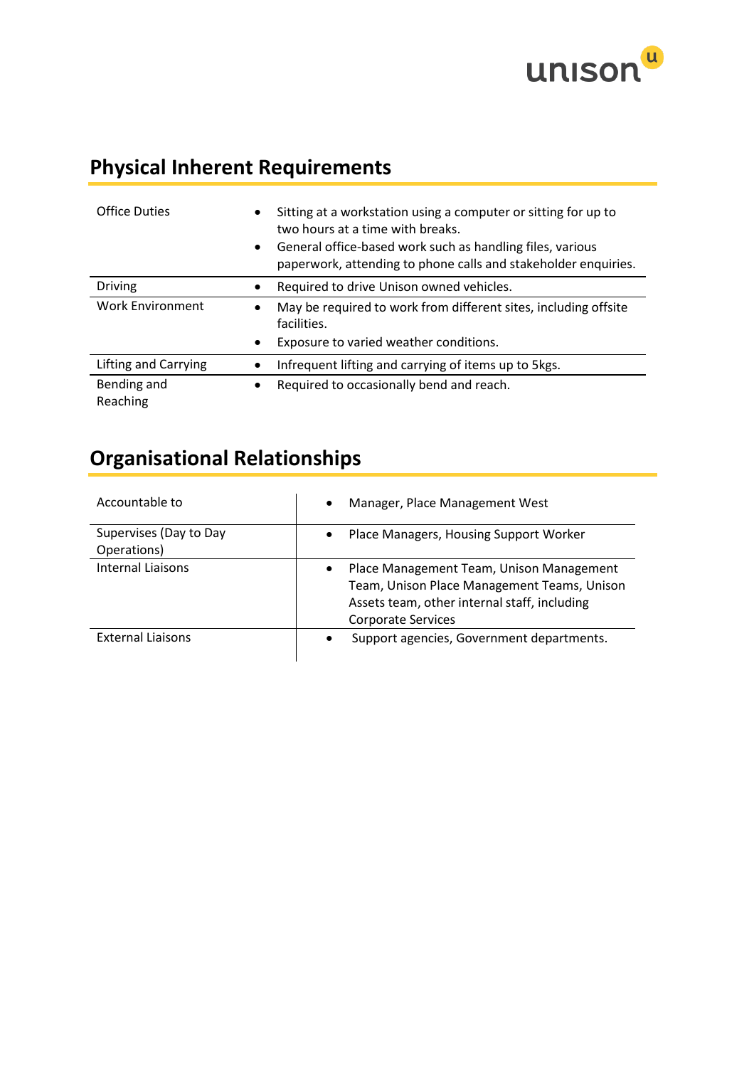## Physical Inherent Requirements

| | |
|---|---|
| Office Duties | • Sitting at a workstation using a computer or sitting for up to two hours at a time with breaks.<br>• General office-based work such as handling files, various paperwork, attending to phone calls and stakeholder enquiries. |
| Driving | • Required to drive Unison owned vehicles. |
| Work Environment | • May be required to work from different sites, including offsite facilities.<br>• Exposure to varied weather conditions. |
| Lifting and Carrying | • Infrequent lifting and carrying of items up to 5kgs. |
| Bending and Reaching | • Required to occasionally bend and reach. |

## Organisational Relationships

| | |
|---|---|
| Accountable to | • Manager, Place Management West |
| Supervises (Day to Day Operations) | • Place Managers, Housing Support Worker |
| Internal Liaisons | • Place Management Team, Unison Management Team, Unison Place Management Teams, Unison Assets team, other internal staff, including Corporate Services |
| External Liaisons | • Support agencies, Government departments. |